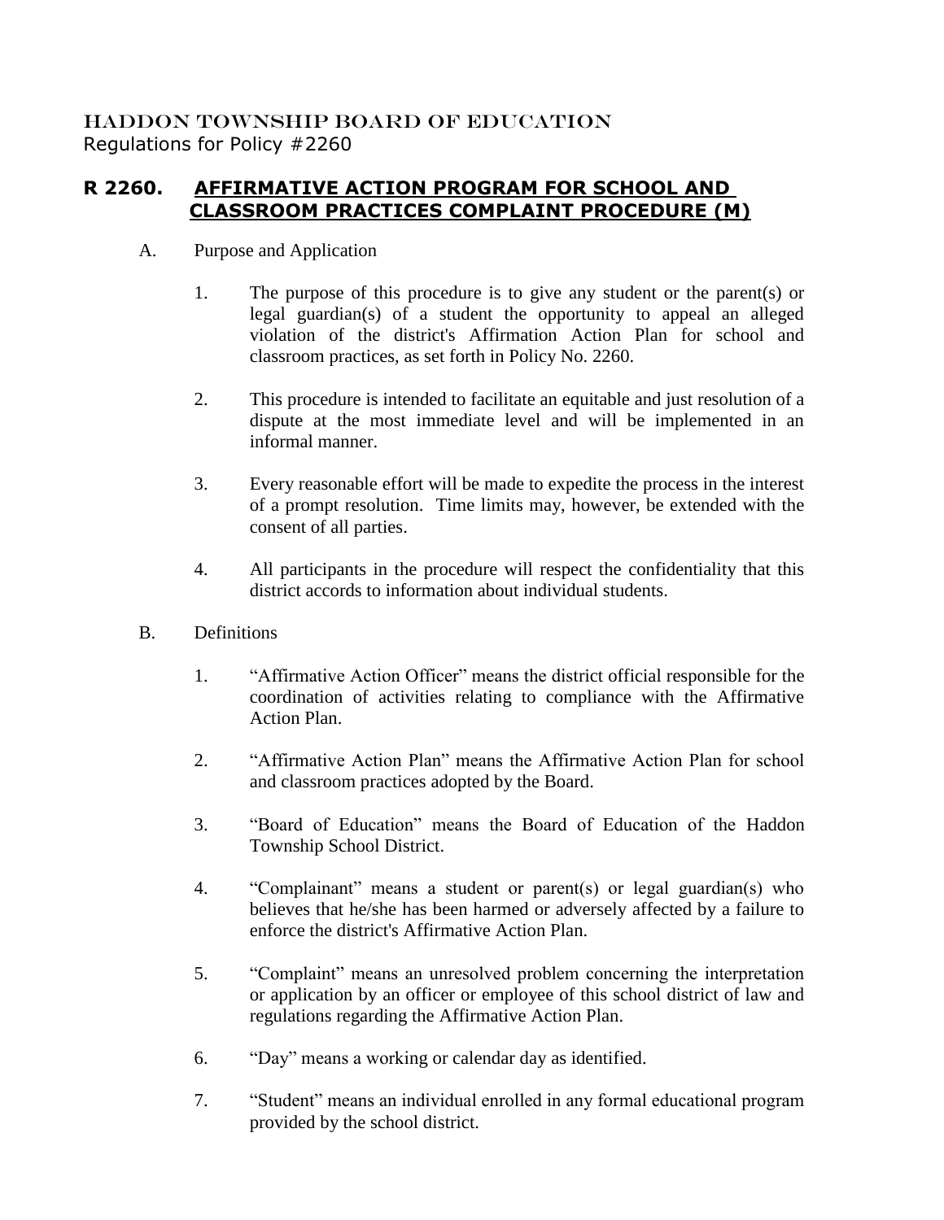HADDON TOWNSHIP BOARD OF EDUCATION
Regulations for Policy #2260

# R 2260. AFFIRMATIVE ACTION PROGRAM FOR SCHOOL AND CLASSROOM PRACTICES COMPLAINT PROCEDURE (M)

A. Purpose and Application

1. The purpose of this procedure is to give any student or the parent(s) or legal guardian(s) of a student the opportunity to appeal an alleged violation of the district's Affirmation Action Plan for school and classroom practices, as set forth in Policy No. 2260.

2. This procedure is intended to facilitate an equitable and just resolution of a dispute at the most immediate level and will be implemented in an informal manner.

3. Every reasonable effort will be made to expedite the process in the interest of a prompt resolution. Time limits may, however, be extended with the consent of all parties.

4. All participants in the procedure will respect the confidentiality that this district accords to information about individual students.

B. Definitions

1. "Affirmative Action Officer" means the district official responsible for the coordination of activities relating to compliance with the Affirmative Action Plan.

2. "Affirmative Action Plan" means the Affirmative Action Plan for school and classroom practices adopted by the Board.

3. "Board of Education" means the Board of Education of the Haddon Township School District.

4. "Complainant" means a student or parent(s) or legal guardian(s) who believes that he/she has been harmed or adversely affected by a failure to enforce the district's Affirmative Action Plan.

5. "Complaint" means an unresolved problem concerning the interpretation or application by an officer or employee of this school district of law and regulations regarding the Affirmative Action Plan.

6. "Day" means a working or calendar day as identified.

7. "Student" means an individual enrolled in any formal educational program provided by the school district.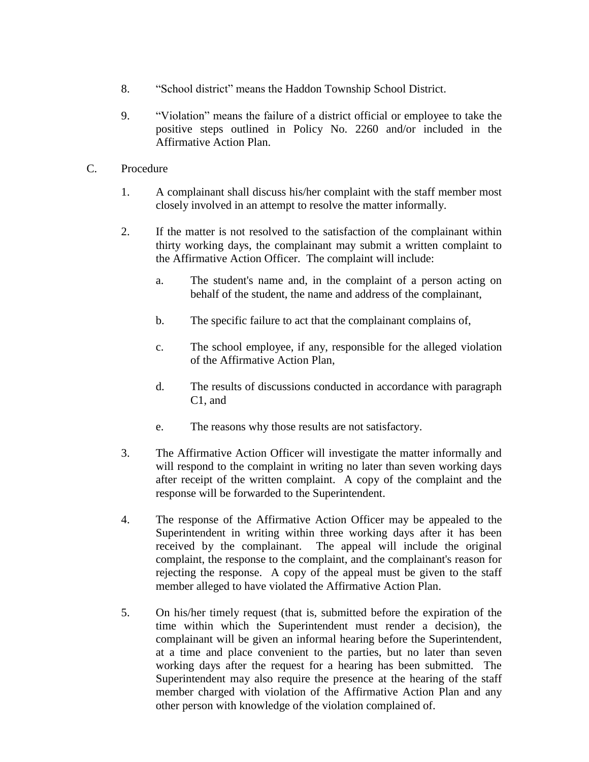8. "School district" means the Haddon Township School District.

9. "Violation" means the failure of a district official or employee to take the positive steps outlined in Policy No. 2260 and/or included in the Affirmative Action Plan.

C. Procedure

   1. A complainant shall discuss his/her complaint with the staff member most closely involved in an attempt to resolve the matter informally.

   2. If the matter is not resolved to the satisfaction of the complainant within thirty working days, the complainant may submit a written complaint to the Affirmative Action Officer. The complaint will include:

      a. The student's name and, in the complaint of a person acting on behalf of the student, the name and address of the complainant,

      b. The specific failure to act that the complainant complains of,

      c. The school employee, if any, responsible for the alleged violation of the Affirmative Action Plan,

      d. The results of discussions conducted in accordance with paragraph C1, and

      e. The reasons why those results are not satisfactory.

   3. The Affirmative Action Officer will investigate the matter informally and will respond to the complaint in writing no later than seven working days after receipt of the written complaint. A copy of the complaint and the response will be forwarded to the Superintendent.

   4. The response of the Affirmative Action Officer may be appealed to the Superintendent in writing within three working days after it has been received by the complainant. The appeal will include the original complaint, the response to the complaint, and the complainant's reason for rejecting the response. A copy of the appeal must be given to the staff member alleged to have violated the Affirmative Action Plan.

   5. On his/her timely request (that is, submitted before the expiration of the time within which the Superintendent must render a decision), the complainant will be given an informal hearing before the Superintendent, at a time and place convenient to the parties, but no later than seven working days after the request for a hearing has been submitted. The Superintendent may also require the presence at the hearing of the staff member charged with violation of the Affirmative Action Plan and any other person with knowledge of the violation complained of.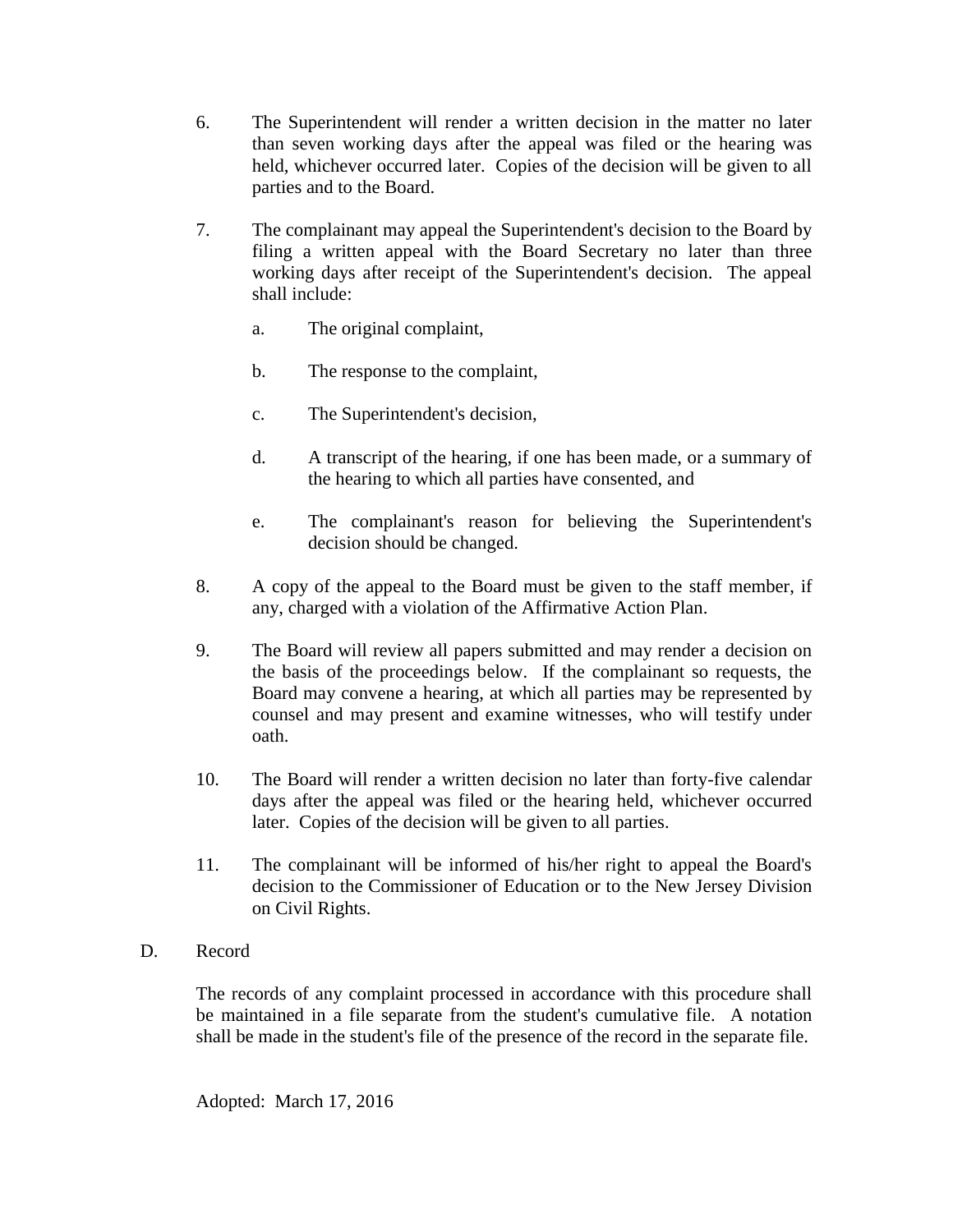6. The Superintendent will render a written decision in the matter no later than seven working days after the appeal was filed or the hearing was held, whichever occurred later. Copies of the decision will be given to all parties and to the Board.

7. The complainant may appeal the Superintendent's decision to the Board by filing a written appeal with the Board Secretary no later than three working days after receipt of the Superintendent's decision. The appeal shall include:

   a. The original complaint,

   b. The response to the complaint,

   c. The Superintendent's decision,

   d. A transcript of the hearing, if one has been made, or a summary of the hearing to which all parties have consented, and

   e. The complainant's reason for believing the Superintendent's decision should be changed.

8. A copy of the appeal to the Board must be given to the staff member, if any, charged with a violation of the Affirmative Action Plan.

9. The Board will review all papers submitted and may render a decision on the basis of the proceedings below. If the complainant so requests, the Board may convene a hearing, at which all parties may be represented by counsel and may present and examine witnesses, who will testify under oath.

10. The Board will render a written decision no later than forty-five calendar days after the appeal was filed or the hearing held, whichever occurred later. Copies of the decision will be given to all parties.

11. The complainant will be informed of his/her right to appeal the Board's decision to the Commissioner of Education or to the New Jersey Division on Civil Rights.

D. Record

The records of any complaint processed in accordance with this procedure shall be maintained in a file separate from the student's cumulative file. A notation shall be made in the student's file of the presence of the record in the separate file.

Adopted: March 17, 2016